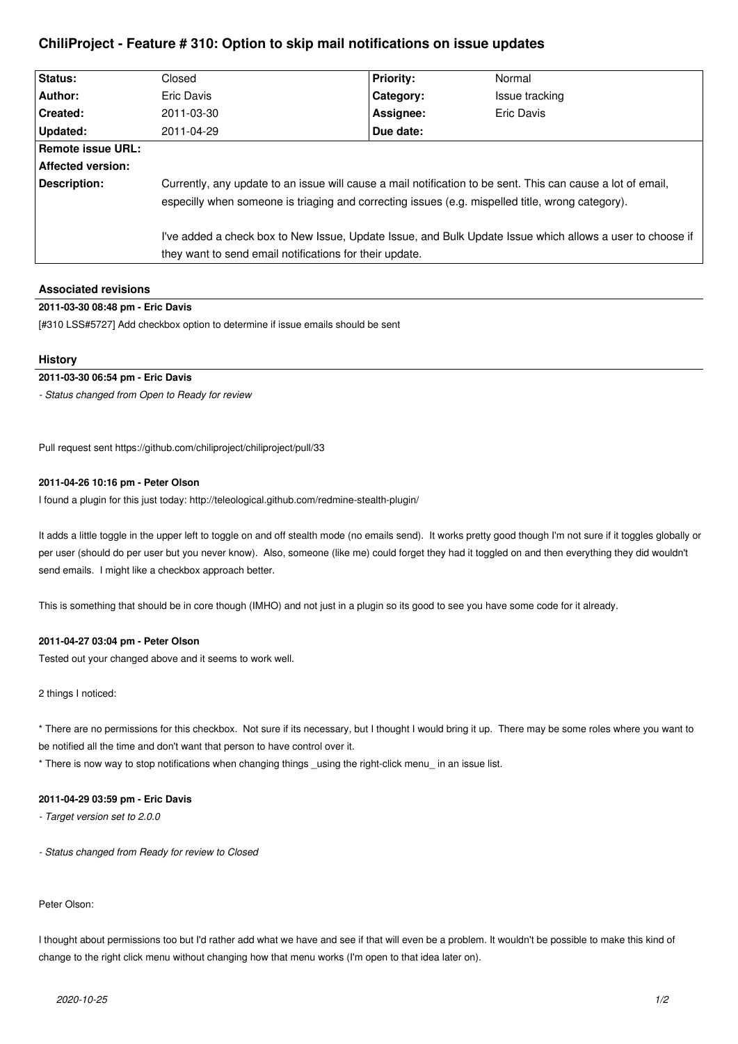# ChiliProject - Feature # 310: Option to skip mail notifications on issue updates

| | | | |
|---|---|---|---|
| **Status:** | Closed | **Priority:** | Normal |
| **Author:** | Eric Davis | **Category:** | Issue tracking |
| **Created:** | 2011-03-30 | **Assignee:** | Eric Davis |
| **Updated:** | 2011-04-29 | **Due date:** | |
| **Remote issue URL:** | | | |
| **Affected version:** | | | |
| **Description:** | Currently, any update to an issue will cause a mail notification to be sent. This can cause a lot of email, especilly when someone is triaging and correcting issues (e.g. mispelled title, wrong category).<br><br>I've added a check box to New Issue, Update Issue, and Bulk Update Issue which allows a user to choose if they want to send email notifications for their update. | | |

### Associated revisions

**2011-03-30 08:48 pm - Eric Davis**

[#310 LSS#5727] Add checkbox option to determine if issue emails should be sent

### History

**2011-03-30 06:54 pm - Eric Davis**

*- Status changed from Open to Ready for review*

Pull request sent https://github.com/chiliproject/chiliproject/pull/33

**2011-04-26 10:16 pm - Peter Olson**

I found a plugin for this just today: http://teleological.github.com/redmine-stealth-plugin/

It adds a little toggle in the upper left to toggle on and off stealth mode (no emails send). It works pretty good though I'm not sure if it toggles globally or per user (should do per user but you never know). Also, someone (like me) could forget they had it toggled on and then everything they did wouldn't send emails. I might like a checkbox approach better.

This is something that should be in core though (IMHO) and not just in a plugin so its good to see you have some code for it already.

**2011-04-27 03:04 pm - Peter Olson**

Tested out your changed above and it seems to work well.

2 things I noticed:

* There are no permissions for this checkbox. Not sure if its necessary, but I thought I would bring it up. There may be some roles where you want to be notified all the time and don't want that person to have control over it.
* There is now way to stop notifications when changing things _using the right-click menu_ in an issue list.

**2011-04-29 03:59 pm - Eric Davis**

*- Target version set to 2.0.0*

*- Status changed from Ready for review to Closed*

Peter Olson:

I thought about permissions too but I'd rather add what we have and see if that will even be a problem. It wouldn't be possible to make this kind of change to the right click menu without changing how that menu works (I'm open to that idea later on).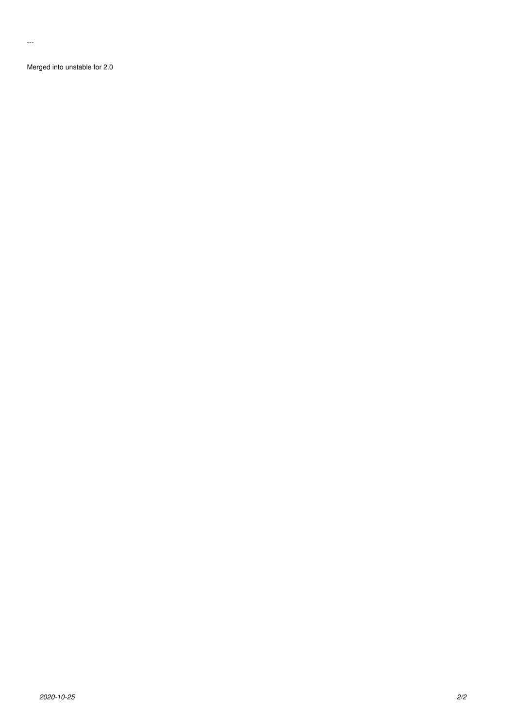---

Merged into unstable for 2.0